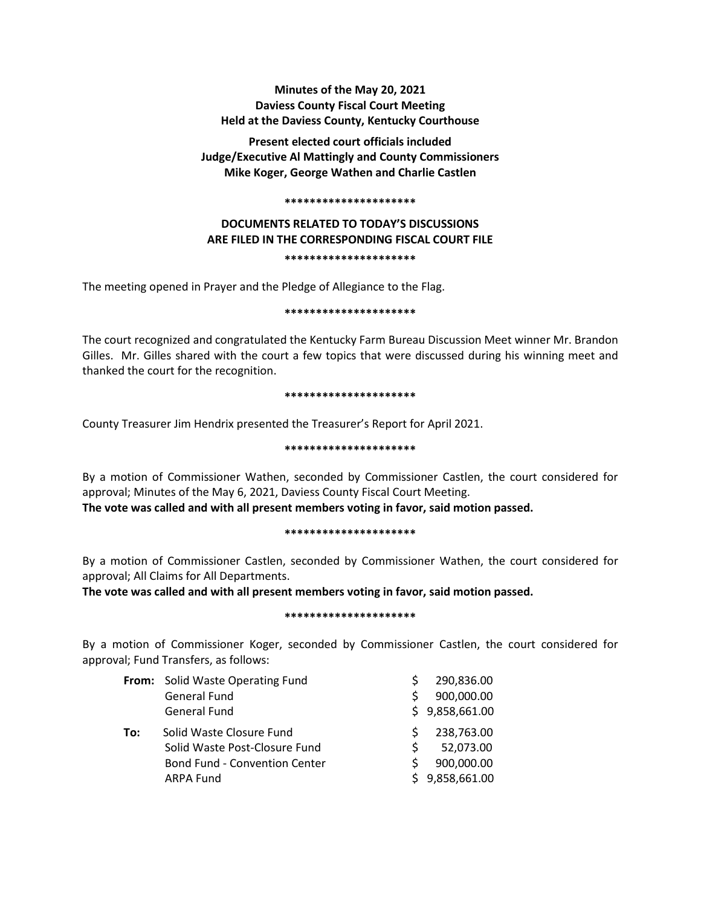**Minutes of the May 20, 2021**
**Daviess County Fiscal Court Meeting**
**Held at the Daviess County, Kentucky Courthouse**

**Present elected court officials included**
**Judge/Executive Al Mattingly and County Commissioners**
**Mike Koger, George Wathen and Charlie Castlen**

**********************

**DOCUMENTS RELATED TO TODAY'S DISCUSSIONS**
**ARE FILED IN THE CORRESPONDING FISCAL COURT FILE**

**********************

The meeting opened in Prayer and the Pledge of Allegiance to the Flag.

**********************

The court recognized and congratulated the Kentucky Farm Bureau Discussion Meet winner Mr. Brandon Gilles. Mr. Gilles shared with the court a few topics that were discussed during his winning meet and thanked the court for the recognition.

**********************

County Treasurer Jim Hendrix presented the Treasurer's Report for April 2021.

**********************

By a motion of Commissioner Wathen, seconded by Commissioner Castlen, the court considered for approval; Minutes of the May 6, 2021, Daviess County Fiscal Court Meeting.
**The vote was called and with all present members voting in favor, said motion passed.**

**********************

By a motion of Commissioner Castlen, seconded by Commissioner Wathen, the court considered for approval; All Claims for All Departments.
**The vote was called and with all present members voting in favor, said motion passed.**

**********************

By a motion of Commissioner Koger, seconded by Commissioner Castlen, the court considered for approval; Fund Transfers, as follows:

| | | |
|---|---|---|
| **From:** | Solid Waste Operating Fund | $ 290,836.00 |
| | General Fund | $ 900,000.00 |
| | General Fund | $ 9,858,661.00 |
| **To:** | Solid Waste Closure Fund | $ 238,763.00 |
| | Solid Waste Post-Closure Fund | $ 52,073.00 |
| | Bond Fund - Convention Center | $ 900,000.00 |
| | ARPA Fund | $ 9,858,661.00 |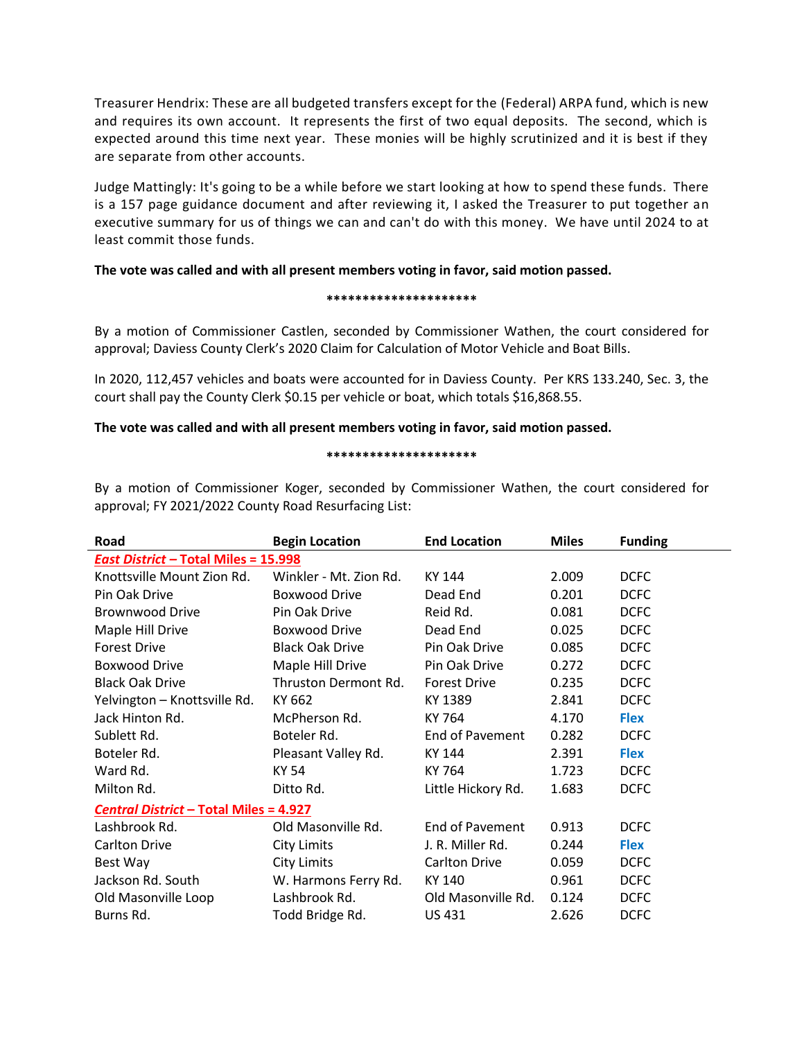Treasurer Hendrix: These are all budgeted transfers except for the (Federal) ARPA fund, which is new and requires its own account. It represents the first of two equal deposits. The second, which is expected around this time next year. These monies will be highly scrutinized and it is best if they are separate from other accounts.

Judge Mattingly: It's going to be a while before we start looking at how to spend these funds. There is a 157 page guidance document and after reviewing it, I asked the Treasurer to put together an executive summary for us of things we can and can't do with this money. We have until 2024 to at least commit those funds.

**The vote was called and with all present members voting in favor, said motion passed.**

*********************

By a motion of Commissioner Castlen, seconded by Commissioner Wathen, the court considered for approval; Daviess County Clerk's 2020 Claim for Calculation of Motor Vehicle and Boat Bills.

In 2020, 112,457 vehicles and boats were accounted for in Daviess County. Per KRS 133.240, Sec. 3, the court shall pay the County Clerk $0.15 per vehicle or boat, which totals $16,868.55.

**The vote was called and with all present members voting in favor, said motion passed.**

*********************

By a motion of Commissioner Koger, seconded by Commissioner Wathen, the court considered for approval; FY 2021/2022 County Road Resurfacing List:

| Road | Begin Location | End Location | Miles | Funding |
|---|---|---|---|---|
| ***East District* – Total Miles = 15.998** | | | | |
| Knottsville Mount Zion Rd. | Winkler - Mt. Zion Rd. | KY 144 | 2.009 | DCFC |
| Pin Oak Drive | Boxwood Drive | Dead End | 0.201 | DCFC |
| Brownwood Drive | Pin Oak Drive | Reid Rd. | 0.081 | DCFC |
| Maple Hill Drive | Boxwood Drive | Dead End | 0.025 | DCFC |
| Forest Drive | Black Oak Drive | Pin Oak Drive | 0.085 | DCFC |
| Boxwood Drive | Maple Hill Drive | Pin Oak Drive | 0.272 | DCFC |
| Black Oak Drive | Thruston Dermont Rd. | Forest Drive | 0.235 | DCFC |
| Yelvington – Knottsville Rd. | KY 662 | KY 1389 | 2.841 | DCFC |
| Jack Hinton Rd. | McPherson Rd. | KY 764 | 4.170 | **Flex** |
| Sublett Rd. | Boteler Rd. | End of Pavement | 0.282 | DCFC |
| Boteler Rd. | Pleasant Valley Rd. | KY 144 | 2.391 | **Flex** |
| Ward Rd. | KY 54 | KY 764 | 1.723 | DCFC |
| Milton Rd. | Ditto Rd. | Little Hickory Rd. | 1.683 | DCFC |
| ***Central District* – Total Miles = 4.927** | | | | |
| Lashbrook Rd. | Old Masonville Rd. | End of Pavement | 0.913 | DCFC |
| Carlton Drive | City Limits | J. R. Miller Rd. | 0.244 | **Flex** |
| Best Way | City Limits | Carlton Drive | 0.059 | DCFC |
| Jackson Rd. South | W. Harmons Ferry Rd. | KY 140 | 0.961 | DCFC |
| Old Masonville Loop | Lashbrook Rd. | Old Masonville Rd. | 0.124 | DCFC |
| Burns Rd. | Todd Bridge Rd. | US 431 | 2.626 | DCFC |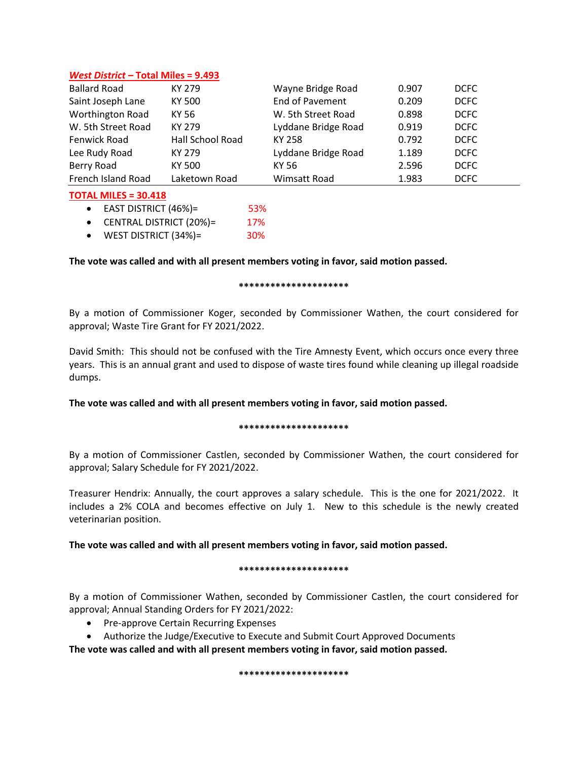***West District* – Total Miles = 9.493**

| | | | | |
|---|---|---|---|---|
| Ballard Road | KY 279 | Wayne Bridge Road | 0.907 | DCFC |
| Saint Joseph Lane | KY 500 | End of Pavement | 0.209 | DCFC |
| Worthington Road | KY 56 | W. 5th Street Road | 0.898 | DCFC |
| W. 5th Street Road | KY 279 | Lyddane Bridge Road | 0.919 | DCFC |
| Fenwick Road | Hall School Road | KY 258 | 0.792 | DCFC |
| Lee Rudy Road | KY 279 | Lyddane Bridge Road | 1.189 | DCFC |
| Berry Road | KY 500 | KY 56 | 2.596 | DCFC |
| French Island Road | Laketown Road | Wimsatt Road | 1.983 | DCFC |

**TOTAL MILES = 30.418**

- EAST DISTRICT (46%)= 53%
- CENTRAL DISTRICT (20%)= 17%
- WEST DISTRICT (34%)= 30%

**The vote was called and with all present members voting in favor, said motion passed.**

*********************

By a motion of Commissioner Koger, seconded by Commissioner Wathen, the court considered for approval; Waste Tire Grant for FY 2021/2022.

David Smith: This should not be confused with the Tire Amnesty Event, which occurs once every three years. This is an annual grant and used to dispose of waste tires found while cleaning up illegal roadside dumps.

**The vote was called and with all present members voting in favor, said motion passed.**

*********************

By a motion of Commissioner Castlen, seconded by Commissioner Wathen, the court considered for approval; Salary Schedule for FY 2021/2022.

Treasurer Hendrix: Annually, the court approves a salary schedule. This is the one for 2021/2022. It includes a 2% COLA and becomes effective on July 1. New to this schedule is the newly created veterinarian position.

**The vote was called and with all present members voting in favor, said motion passed.**

*********************

By a motion of Commissioner Wathen, seconded by Commissioner Castlen, the court considered for approval; Annual Standing Orders for FY 2021/2022:

- Pre-approve Certain Recurring Expenses
- Authorize the Judge/Executive to Execute and Submit Court Approved Documents

**The vote was called and with all present members voting in favor, said motion passed.**

*********************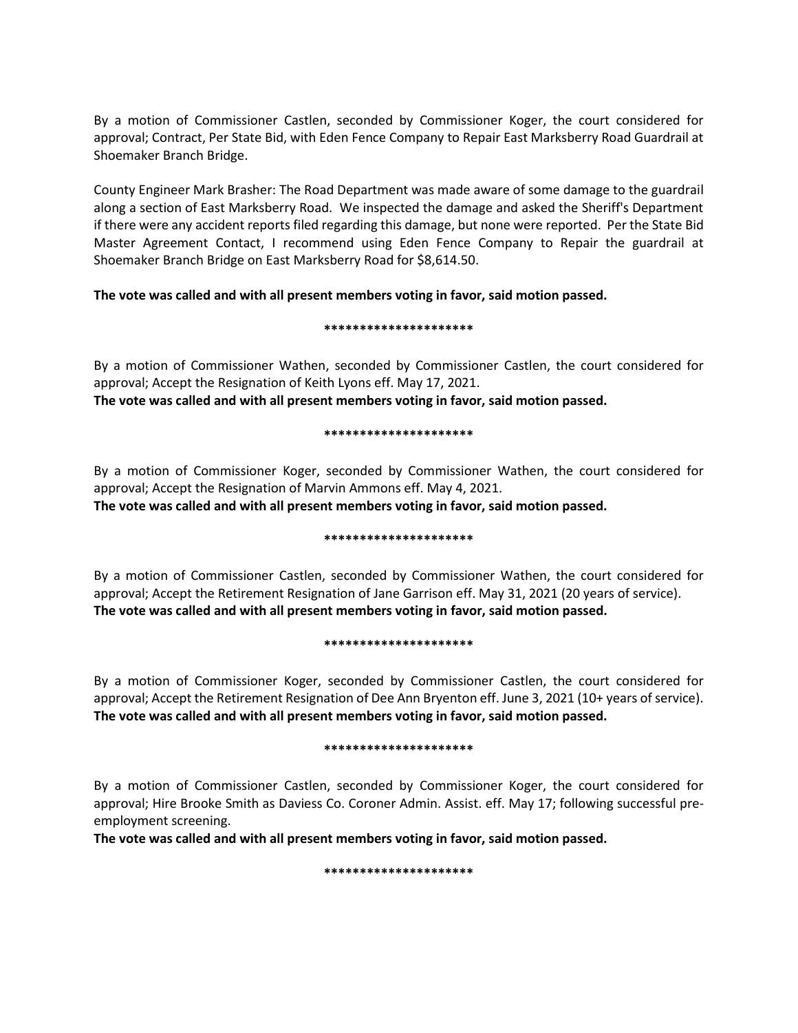By a motion of Commissioner Castlen, seconded by Commissioner Koger, the court considered for approval; Contract, Per State Bid, with Eden Fence Company to Repair East Marksberry Road Guardrail at Shoemaker Branch Bridge.

County Engineer Mark Brasher: The Road Department was made aware of some damage to the guardrail along a section of East Marksberry Road. We inspected the damage and asked the Sheriff's Department if there were any accident reports filed regarding this damage, but none were reported. Per the State Bid Master Agreement Contact, I recommend using Eden Fence Company to Repair the guardrail at Shoemaker Branch Bridge on East Marksberry Road for $8,614.50.

**The vote was called and with all present members voting in favor, said motion passed.**

**********************

By a motion of Commissioner Wathen, seconded by Commissioner Castlen, the court considered for approval; Accept the Resignation of Keith Lyons eff. May 17, 2021.
**The vote was called and with all present members voting in favor, said motion passed.**

**********************

By a motion of Commissioner Koger, seconded by Commissioner Wathen, the court considered for approval; Accept the Resignation of Marvin Ammons eff. May 4, 2021.
**The vote was called and with all present members voting in favor, said motion passed.**

**********************

By a motion of Commissioner Castlen, seconded by Commissioner Wathen, the court considered for approval; Accept the Retirement Resignation of Jane Garrison eff. May 31, 2021 (20 years of service).
**The vote was called and with all present members voting in favor, said motion passed.**

**********************

By a motion of Commissioner Koger, seconded by Commissioner Castlen, the court considered for approval; Accept the Retirement Resignation of Dee Ann Bryenton eff. June 3, 2021 (10+ years of service).
**The vote was called and with all present members voting in favor, said motion passed.**

**********************

By a motion of Commissioner Castlen, seconded by Commissioner Koger, the court considered for approval; Hire Brooke Smith as Daviess Co. Coroner Admin. Assist. eff. May 17; following successful pre-employment screening.
**The vote was called and with all present members voting in favor, said motion passed.**

**********************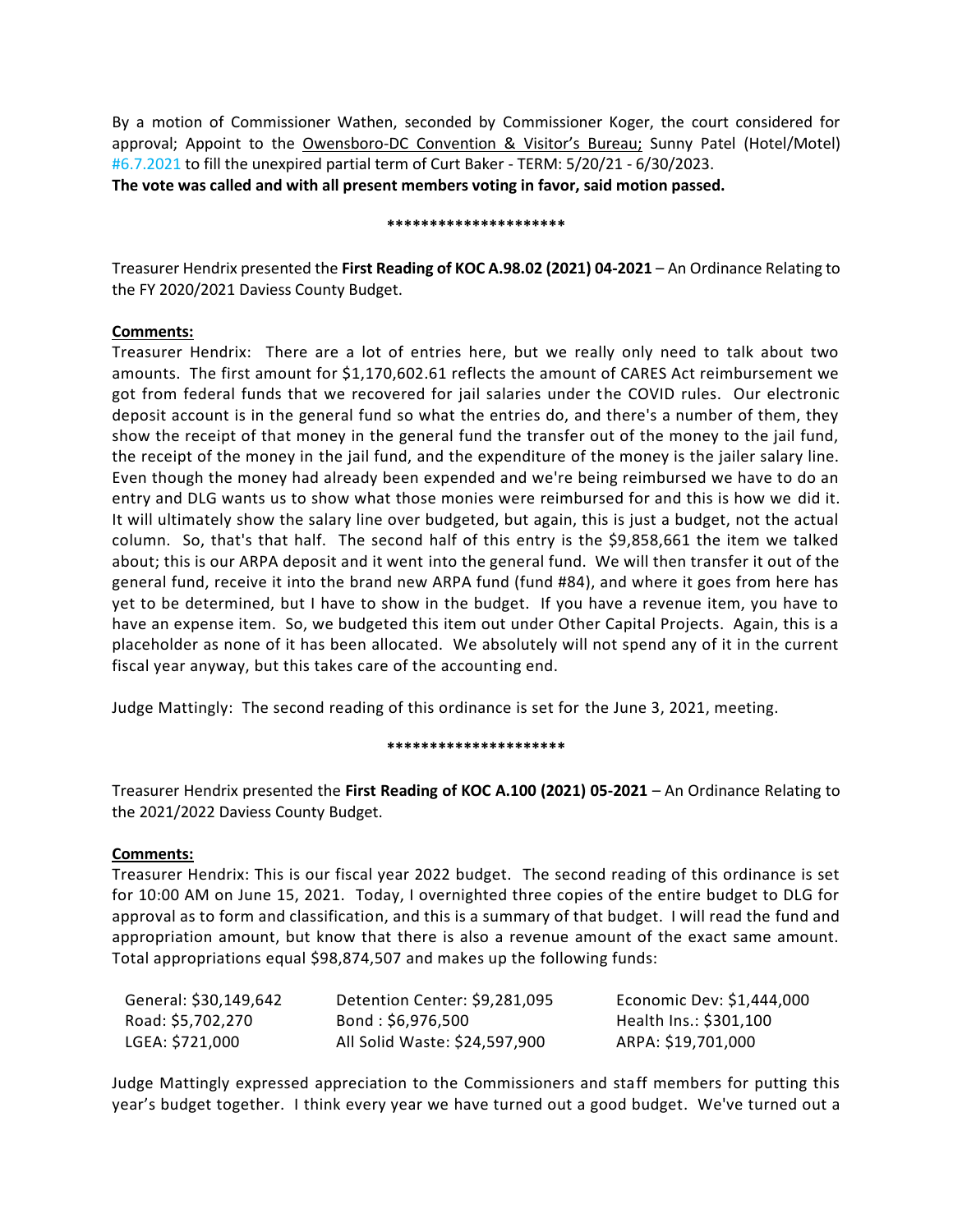By a motion of Commissioner Wathen, seconded by Commissioner Koger, the court considered for approval; Appoint to the Owensboro-DC Convention & Visitor's Bureau; Sunny Patel (Hotel/Motel) #6.7.2021 to fill the unexpired partial term of Curt Baker - TERM: 5/20/21 - 6/30/2023.
**The vote was called and with all present members voting in favor, said motion passed.**

*********************

Treasurer Hendrix presented the **First Reading of KOC A.98.02 (2021) 04-2021** – An Ordinance Relating to the FY 2020/2021 Daviess County Budget.

**Comments:**
Treasurer Hendrix: There are a lot of entries here, but we really only need to talk about two amounts. The first amount for $1,170,602.61 reflects the amount of CARES Act reimbursement we got from federal funds that we recovered for jail salaries under the COVID rules. Our electronic deposit account is in the general fund so what the entries do, and there's a number of them, they show the receipt of that money in the general fund the transfer out of the money to the jail fund, the receipt of the money in the jail fund, and the expenditure of the money is the jailer salary line. Even though the money had already been expended and we're being reimbursed we have to do an entry and DLG wants us to show what those monies were reimbursed for and this is how we did it. It will ultimately show the salary line over budgeted, but again, this is just a budget, not the actual column. So, that's that half. The second half of this entry is the $9,858,661 the item we talked about; this is our ARPA deposit and it went into the general fund. We will then transfer it out of the general fund, receive it into the brand new ARPA fund (fund #84), and where it goes from here has yet to be determined, but I have to show in the budget. If you have a revenue item, you have to have an expense item. So, we budgeted this item out under Other Capital Projects. Again, this is a placeholder as none of it has been allocated. We absolutely will not spend any of it in the current fiscal year anyway, but this takes care of the accounting end.

Judge Mattingly: The second reading of this ordinance is set for the June 3, 2021, meeting.

*********************

Treasurer Hendrix presented the **First Reading of KOC A.100 (2021) 05-2021** – An Ordinance Relating to the 2021/2022 Daviess County Budget.

**Comments:**
Treasurer Hendrix: This is our fiscal year 2022 budget. The second reading of this ordinance is set for 10:00 AM on June 15, 2021. Today, I overnighted three copies of the entire budget to DLG for approval as to form and classification, and this is a summary of that budget. I will read the fund and appropriation amount, but know that there is also a revenue amount of the exact same amount. Total appropriations equal $98,874,507 and makes up the following funds:

| | | |
|---|---|---|
| General: $30,149,642 | Detention Center: $9,281,095 | Economic Dev: $1,444,000 |
| Road: $5,702,270 | Bond : $6,976,500 | Health Ins.: $301,100 |
| LGEA: $721,000 | All Solid Waste: $24,597,900 | ARPA: $19,701,000 |

Judge Mattingly expressed appreciation to the Commissioners and staff members for putting this year's budget together. I think every year we have turned out a good budget. We've turned out a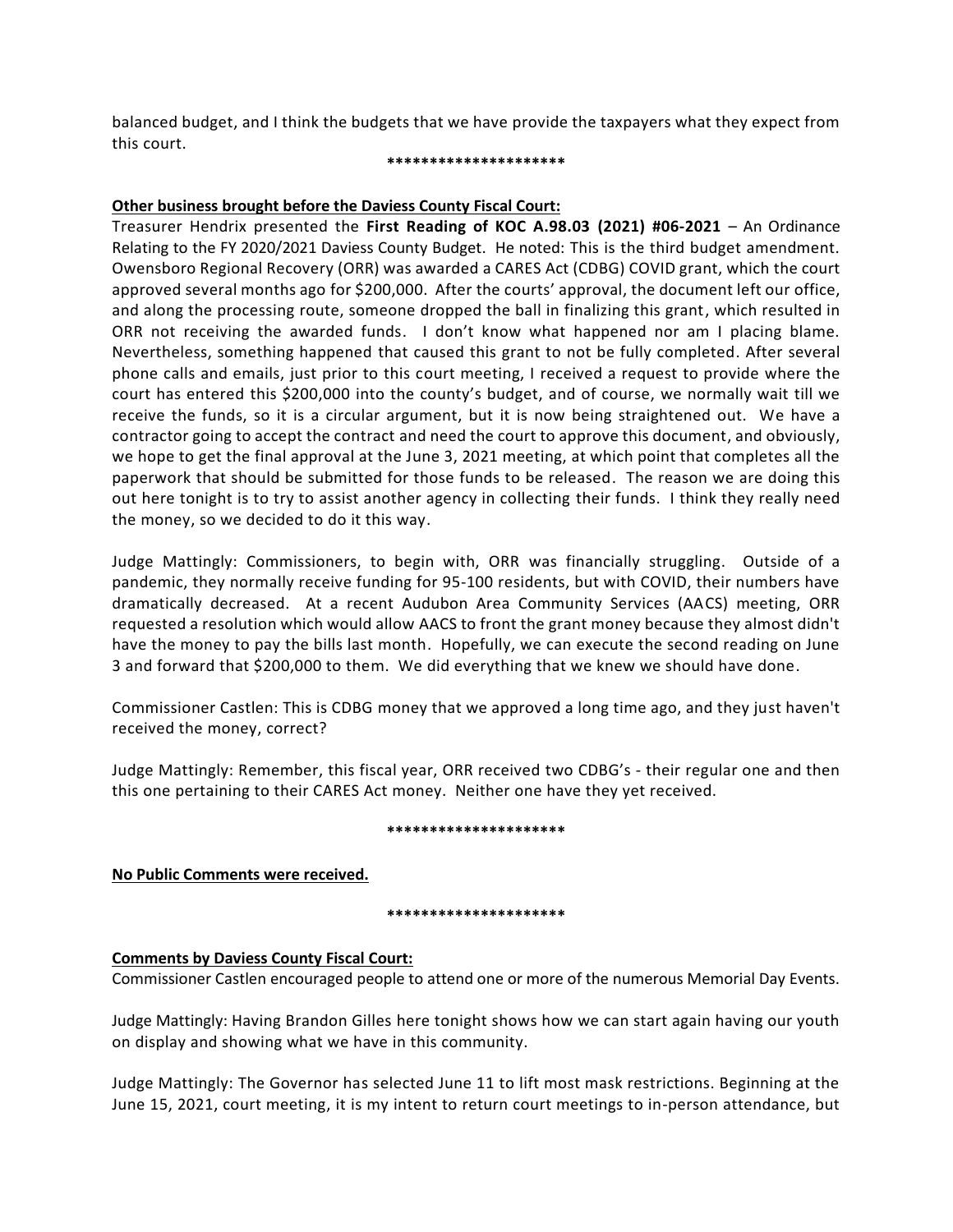balanced budget, and I think the budgets that we have provide the taxpayers what they expect from this court.

*********************

**Other business brought before the Daviess County Fiscal Court:**

Treasurer Hendrix presented the **First Reading of KOC A.98.03 (2021) #06-2021** – An Ordinance Relating to the FY 2020/2021 Daviess County Budget. He noted: This is the third budget amendment. Owensboro Regional Recovery (ORR) was awarded a CARES Act (CDBG) COVID grant, which the court approved several months ago for $200,000. After the courts' approval, the document left our office, and along the processing route, someone dropped the ball in finalizing this grant, which resulted in ORR not receiving the awarded funds. I don't know what happened nor am I placing blame. Nevertheless, something happened that caused this grant to not be fully completed. After several phone calls and emails, just prior to this court meeting, I received a request to provide where the court has entered this $200,000 into the county's budget, and of course, we normally wait till we receive the funds, so it is a circular argument, but it is now being straightened out. We have a contractor going to accept the contract and need the court to approve this document, and obviously, we hope to get the final approval at the June 3, 2021 meeting, at which point that completes all the paperwork that should be submitted for those funds to be released. The reason we are doing this out here tonight is to try to assist another agency in collecting their funds. I think they really need the money, so we decided to do it this way.

Judge Mattingly: Commissioners, to begin with, ORR was financially struggling. Outside of a pandemic, they normally receive funding for 95-100 residents, but with COVID, their numbers have dramatically decreased. At a recent Audubon Area Community Services (AACS) meeting, ORR requested a resolution which would allow AACS to front the grant money because they almost didn't have the money to pay the bills last month. Hopefully, we can execute the second reading on June 3 and forward that $200,000 to them. We did everything that we knew we should have done.

Commissioner Castlen: This is CDBG money that we approved a long time ago, and they just haven't received the money, correct?

Judge Mattingly: Remember, this fiscal year, ORR received two CDBG's - their regular one and then this one pertaining to their CARES Act money. Neither one have they yet received.

*********************

**No Public Comments were received.**

*********************

**Comments by Daviess County Fiscal Court:**

Commissioner Castlen encouraged people to attend one or more of the numerous Memorial Day Events.

Judge Mattingly: Having Brandon Gilles here tonight shows how we can start again having our youth on display and showing what we have in this community.

Judge Mattingly: The Governor has selected June 11 to lift most mask restrictions. Beginning at the June 15, 2021, court meeting, it is my intent to return court meetings to in-person attendance, but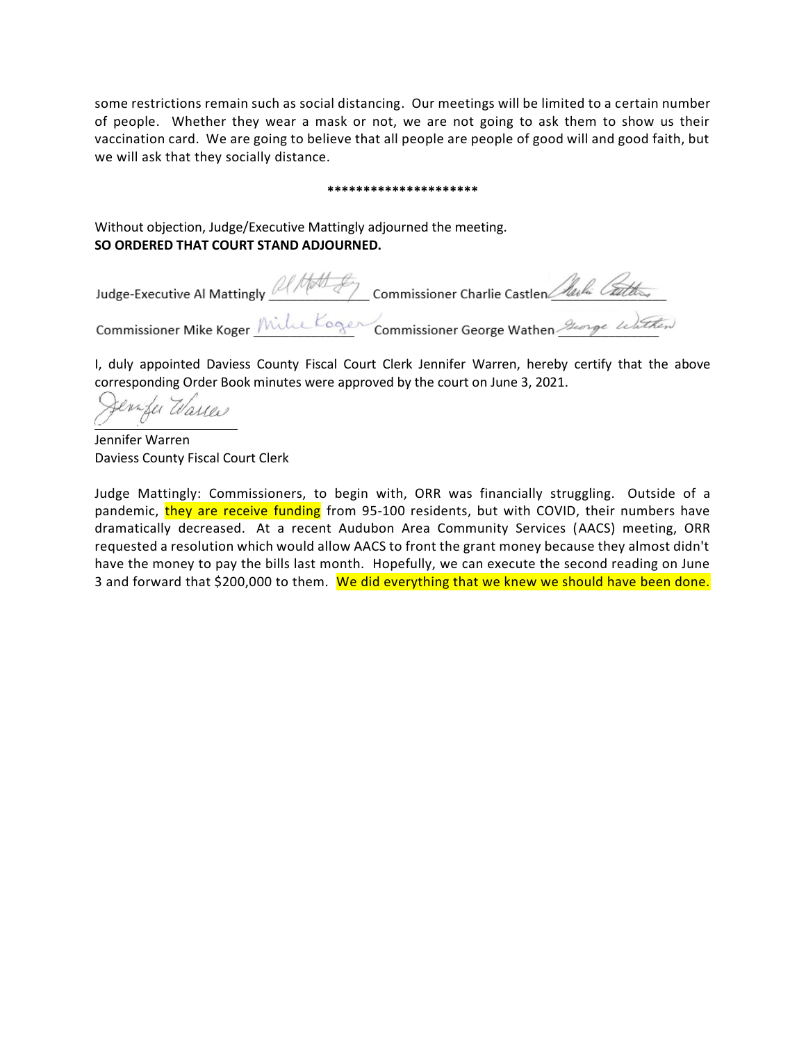some restrictions remain such as social distancing. Our meetings will be limited to a certain number of people. Whether they wear a mask or not, we are not going to ask them to show us their vaccination card. We are going to believe that all people are people of good will and good faith, but we will ask that they socially distance.

**********************

Without objection, Judge/Executive Mattingly adjourned the meeting.
**SO ORDERED THAT COURT STAND ADJOURNED.**

Judge-Executive Al Mattingly ______________ Commissioner Charlie Castlen ______________

Commissioner Mike Koger ______________ Commissioner George Wathen ______________

I, duly appointed Daviess County Fiscal Court Clerk Jennifer Warren, hereby certify that the above corresponding Order Book minutes were approved by the court on June 3, 2021.

______________
Jennifer Warren
Daviess County Fiscal Court Clerk

Judge Mattingly: Commissioners, to begin with, ORR was financially struggling. Outside of a pandemic, they are receive funding from 95-100 residents, but with COVID, their numbers have dramatically decreased. At a recent Audubon Area Community Services (AACS) meeting, ORR requested a resolution which would allow AACS to front the grant money because they almost didn't have the money to pay the bills last month. Hopefully, we can execute the second reading on June 3 and forward that $200,000 to them. We did everything that we knew we should have been done.